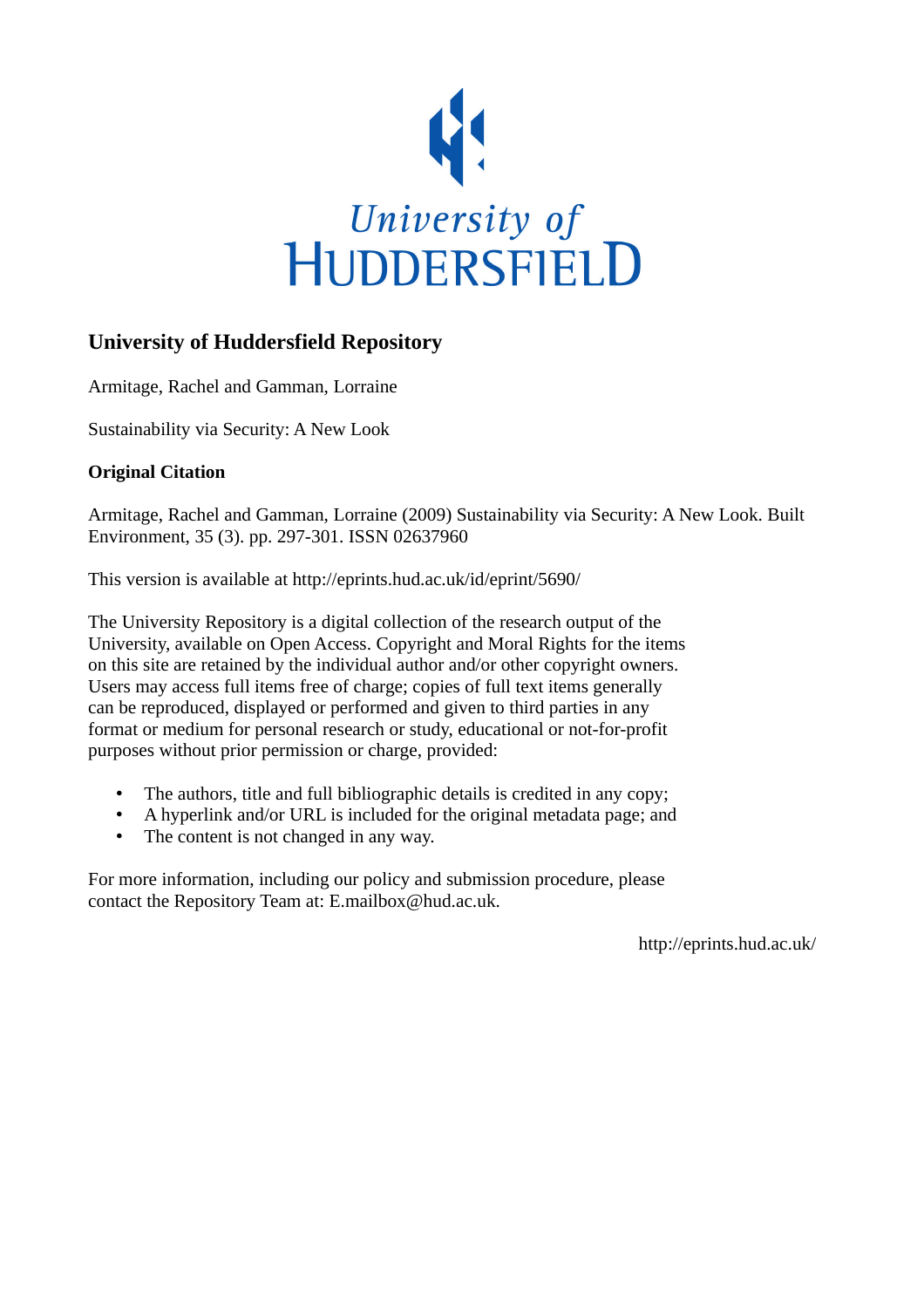University of HUDDERSFIELD

## University of Huddersfield Repository

Armitage, Rachel and Gamman, Lorraine

Sustainability via Security: A New Look

### Original Citation

Armitage, Rachel and Gamman, Lorraine (2009) Sustainability via Security: A New Look. Built Environment, 35 (3). pp. 297-301. ISSN 02637960

This version is available at http://eprints.hud.ac.uk/id/eprint/5690/

The University Repository is a digital collection of the research output of the University, available on Open Access. Copyright and Moral Rights for the items on this site are retained by the individual author and/or other copyright owners. Users may access full items free of charge; copies of full text items generally can be reproduced, displayed or performed and given to third parties in any format or medium for personal research or study, educational or not-for-profit purposes without prior permission or charge, provided:

- The authors, title and full bibliographic details is credited in any copy;
- A hyperlink and/or URL is included for the original metadata page; and
- The content is not changed in any way.

For more information, including our policy and submission procedure, please contact the Repository Team at: E.mailbox@hud.ac.uk.

http://eprints.hud.ac.uk/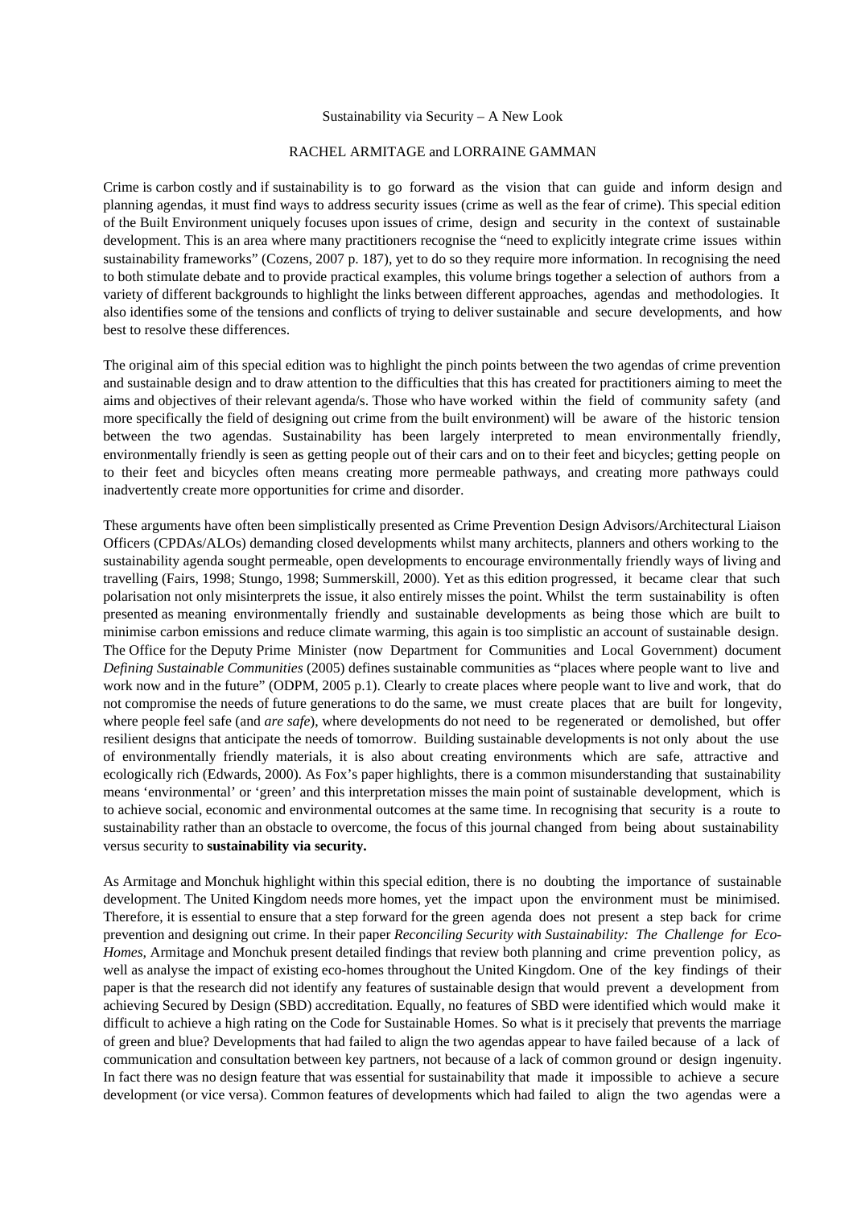Sustainability via Security – A New Look

RACHEL ARMITAGE and LORRAINE GAMMAN

Crime is carbon costly and if sustainability is to go forward as the vision that can guide and inform design and planning agendas, it must find ways to address security issues (crime as well as the fear of crime). This special edition of the Built Environment uniquely focuses upon issues of crime, design and security in the context of sustainable development. This is an area where many practitioners recognise the "need to explicitly integrate crime issues within sustainability frameworks" (Cozens, 2007 p. 187), yet to do so they require more information. In recognising the need to both stimulate debate and to provide practical examples, this volume brings together a selection of authors from a variety of different backgrounds to highlight the links between different approaches, agendas and methodologies. It also identifies some of the tensions and conflicts of trying to deliver sustainable and secure developments, and how best to resolve these differences.

The original aim of this special edition was to highlight the pinch points between the two agendas of crime prevention and sustainable design and to draw attention to the difficulties that this has created for practitioners aiming to meet the aims and objectives of their relevant agenda/s. Those who have worked within the field of community safety (and more specifically the field of designing out crime from the built environment) will be aware of the historic tension between the two agendas. Sustainability has been largely interpreted to mean environmentally friendly, environmentally friendly is seen as getting people out of their cars and on to their feet and bicycles; getting people on to their feet and bicycles often means creating more permeable pathways, and creating more pathways could inadvertently create more opportunities for crime and disorder.

These arguments have often been simplistically presented as Crime Prevention Design Advisors/Architectural Liaison Officers (CPDAs/ALOs) demanding closed developments whilst many architects, planners and others working to the sustainability agenda sought permeable, open developments to encourage environmentally friendly ways of living and travelling (Fairs, 1998; Stungo, 1998; Summerskill, 2000). Yet as this edition progressed, it became clear that such polarisation not only misinterprets the issue, it also entirely misses the point. Whilst the term sustainability is often presented as meaning environmentally friendly and sustainable developments as being those which are built to minimise carbon emissions and reduce climate warming, this again is too simplistic an account of sustainable design. The Office for the Deputy Prime Minister (now Department for Communities and Local Government) document *Defining Sustainable Communities* (2005) defines sustainable communities as "places where people want to live and work now and in the future" (ODPM, 2005 p.1). Clearly to create places where people want to live and work, that do not compromise the needs of future generations to do the same, we must create places that are built for longevity, where people feel safe (and *are safe*), where developments do not need to be regenerated or demolished, but offer resilient designs that anticipate the needs of tomorrow. Building sustainable developments is not only about the use of environmentally friendly materials, it is also about creating environments which are safe, attractive and ecologically rich (Edwards, 2000). As Fox's paper highlights, there is a common misunderstanding that sustainability means 'environmental' or 'green' and this interpretation misses the main point of sustainable development, which is to achieve social, economic and environmental outcomes at the same time. In recognising that security is a route to sustainability rather than an obstacle to overcome, the focus of this journal changed from being about sustainability versus security to **sustainability via security.**

As Armitage and Monchuk highlight within this special edition, there is no doubting the importance of sustainable development. The United Kingdom needs more homes, yet the impact upon the environment must be minimised. Therefore, it is essential to ensure that a step forward for the green agenda does not present a step back for crime prevention and designing out crime. In their paper *Reconciling Security with Sustainability: The Challenge for Eco-Homes,* Armitage and Monchuk present detailed findings that review both planning and crime prevention policy, as well as analyse the impact of existing eco-homes throughout the United Kingdom. One of the key findings of their paper is that the research did not identify any features of sustainable design that would prevent a development from achieving Secured by Design (SBD) accreditation. Equally, no features of SBD were identified which would make it difficult to achieve a high rating on the Code for Sustainable Homes. So what is it precisely that prevents the marriage of green and blue? Developments that had failed to align the two agendas appear to have failed because of a lack of communication and consultation between key partners, not because of a lack of common ground or design ingenuity. In fact there was no design feature that was essential for sustainability that made it impossible to achieve a secure development (or vice versa). Common features of developments which had failed to align the two agendas were a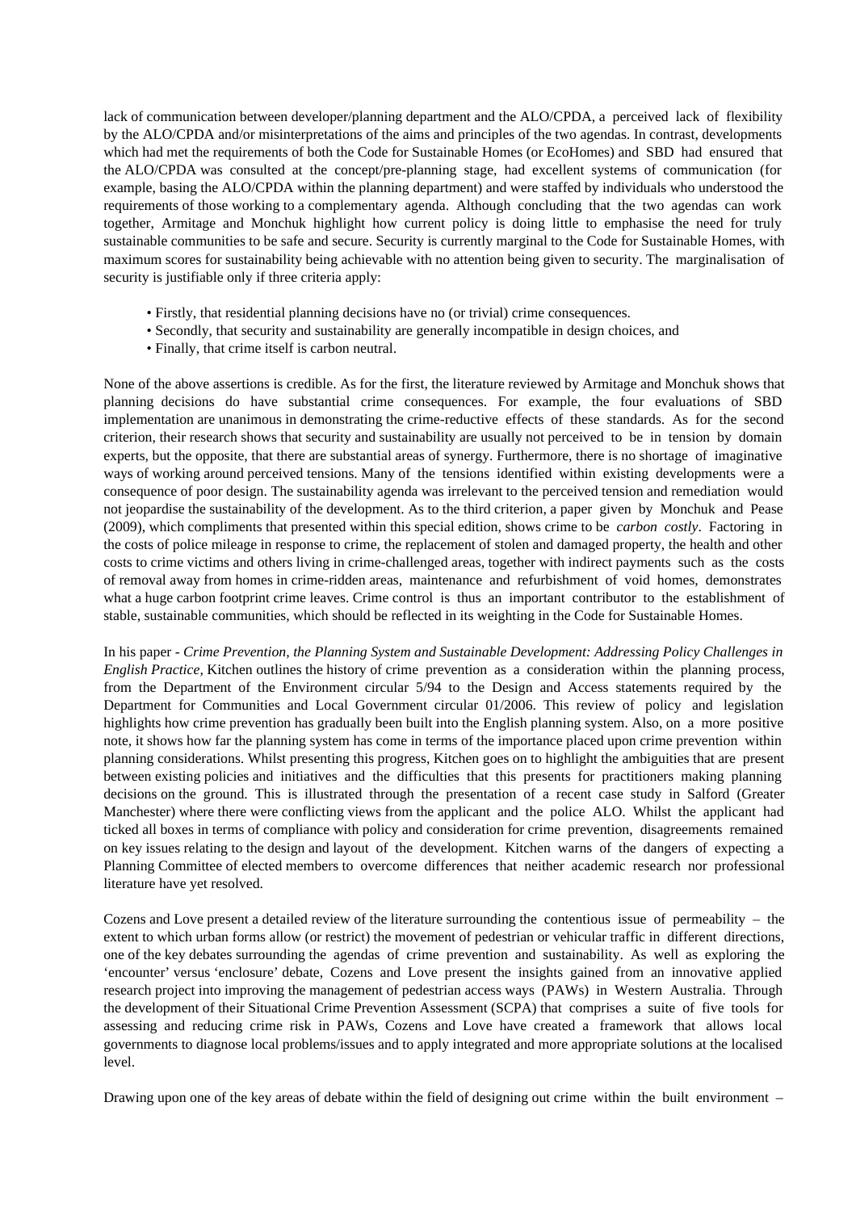lack of communication between developer/planning department and the ALO/CPDA, a perceived lack of flexibility by the ALO/CPDA and/or misinterpretations of the aims and principles of the two agendas. In contrast, developments which had met the requirements of both the Code for Sustainable Homes (or EcoHomes) and SBD had ensured that the ALO/CPDA was consulted at the concept/pre-planning stage, had excellent systems of communication (for example, basing the ALO/CPDA within the planning department) and were staffed by individuals who understood the requirements of those working to a complementary agenda. Although concluding that the two agendas can work together, Armitage and Monchuk highlight how current policy is doing little to emphasise the need for truly sustainable communities to be safe and secure. Security is currently marginal to the Code for Sustainable Homes, with maximum scores for sustainability being achievable with no attention being given to security. The marginalisation of security is justifiable only if three criteria apply:

- Firstly, that residential planning decisions have no (or trivial) crime consequences.
- Secondly, that security and sustainability are generally incompatible in design choices, and
- Finally, that crime itself is carbon neutral.

None of the above assertions is credible. As for the first, the literature reviewed by Armitage and Monchuk shows that planning decisions do have substantial crime consequences. For example, the four evaluations of SBD implementation are unanimous in demonstrating the crime-reductive effects of these standards. As for the second criterion, their research shows that security and sustainability are usually not perceived to be in tension by domain experts, but the opposite, that there are substantial areas of synergy. Furthermore, there is no shortage of imaginative ways of working around perceived tensions. Many of the tensions identified within existing developments were a consequence of poor design. The sustainability agenda was irrelevant to the perceived tension and remediation would not jeopardise the sustainability of the development. As to the third criterion, a paper given by Monchuk and Pease (2009), which compliments that presented within this special edition, shows crime to be *carbon costly*. Factoring in the costs of police mileage in response to crime, the replacement of stolen and damaged property, the health and other costs to crime victims and others living in crime-challenged areas, together with indirect payments such as the costs of removal away from homes in crime-ridden areas, maintenance and refurbishment of void homes, demonstrates what a huge carbon footprint crime leaves. Crime control is thus an important contributor to the establishment of stable, sustainable communities, which should be reflected in its weighting in the Code for Sustainable Homes.

In his paper - *Crime Prevention, the Planning System and Sustainable Development: Addressing Policy Challenges in English Practice,* Kitchen outlines the history of crime prevention as a consideration within the planning process, from the Department of the Environment circular 5/94 to the Design and Access statements required by the Department for Communities and Local Government circular 01/2006. This review of policy and legislation highlights how crime prevention has gradually been built into the English planning system. Also, on a more positive note, it shows how far the planning system has come in terms of the importance placed upon crime prevention within planning considerations. Whilst presenting this progress, Kitchen goes on to highlight the ambiguities that are present between existing policies and initiatives and the difficulties that this presents for practitioners making planning decisions on the ground. This is illustrated through the presentation of a recent case study in Salford (Greater Manchester) where there were conflicting views from the applicant and the police ALO. Whilst the applicant had ticked all boxes in terms of compliance with policy and consideration for crime prevention, disagreements remained on key issues relating to the design and layout of the development. Kitchen warns of the dangers of expecting a Planning Committee of elected members to overcome differences that neither academic research nor professional literature have yet resolved.

Cozens and Love present a detailed review of the literature surrounding the contentious issue of permeability – the extent to which urban forms allow (or restrict) the movement of pedestrian or vehicular traffic in different directions, one of the key debates surrounding the agendas of crime prevention and sustainability. As well as exploring the 'encounter' versus 'enclosure' debate, Cozens and Love present the insights gained from an innovative applied research project into improving the management of pedestrian access ways (PAWs) in Western Australia. Through the development of their Situational Crime Prevention Assessment (SCPA) that comprises a suite of five tools for assessing and reducing crime risk in PAWs, Cozens and Love have created a framework that allows local governments to diagnose local problems/issues and to apply integrated and more appropriate solutions at the localised level.

Drawing upon one of the key areas of debate within the field of designing out crime within the built environment –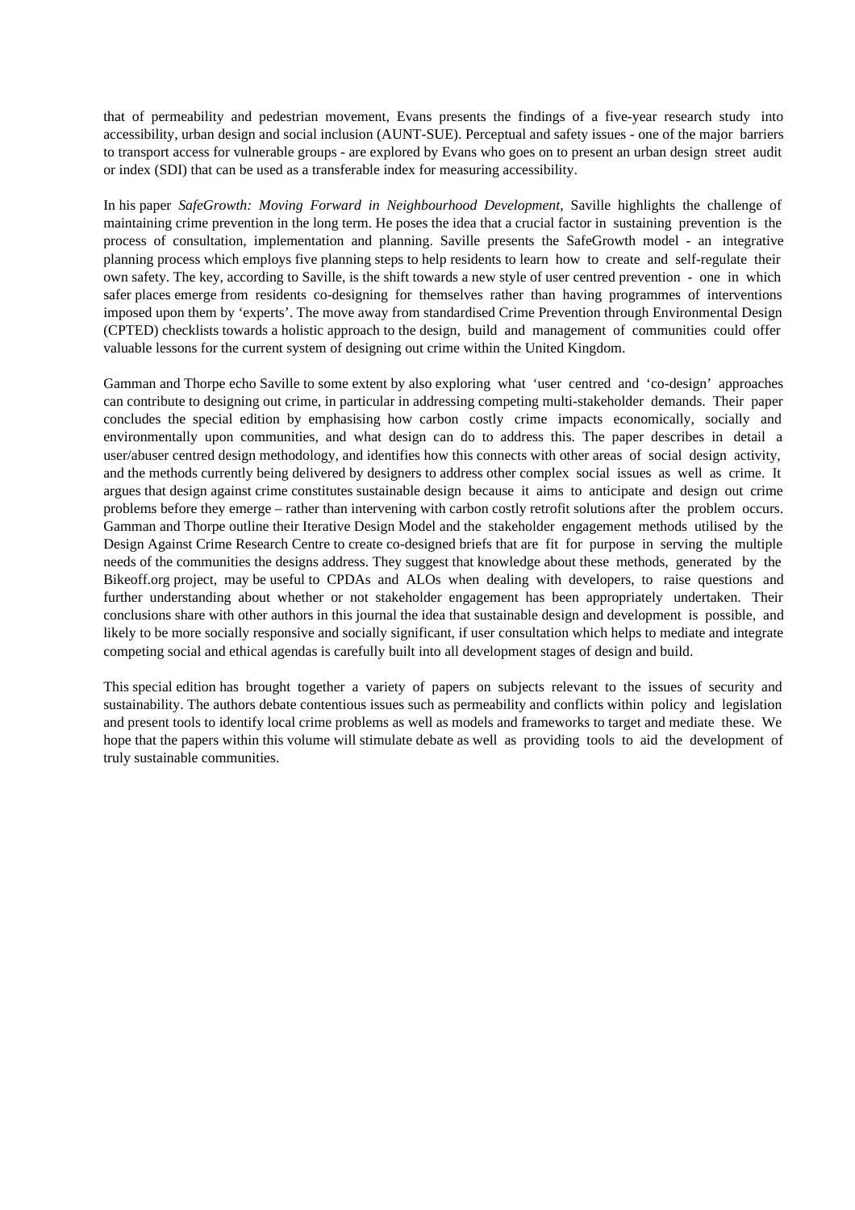that of permeability and pedestrian movement, Evans presents the findings of a five-year research study into accessibility, urban design and social inclusion (AUNT-SUE). Perceptual and safety issues - one of the major barriers to transport access for vulnerable groups - are explored by Evans who goes on to present an urban design street audit or index (SDI) that can be used as a transferable index for measuring accessibility.

In his paper *SafeGrowth: Moving Forward in Neighbourhood Development*, Saville highlights the challenge of maintaining crime prevention in the long term. He poses the idea that a crucial factor in sustaining prevention is the process of consultation, implementation and planning. Saville presents the SafeGrowth model - an integrative planning process which employs five planning steps to help residents to learn how to create and self-regulate their own safety. The key, according to Saville, is the shift towards a new style of user centred prevention - one in which safer places emerge from residents co-designing for themselves rather than having programmes of interventions imposed upon them by 'experts'. The move away from standardised Crime Prevention through Environmental Design (CPTED) checklists towards a holistic approach to the design, build and management of communities could offer valuable lessons for the current system of designing out crime within the United Kingdom.

Gamman and Thorpe echo Saville to some extent by also exploring what 'user centred and 'co-design' approaches can contribute to designing out crime, in particular in addressing competing multi-stakeholder demands. Their paper concludes the special edition by emphasising how carbon costly crime impacts economically, socially and environmentally upon communities, and what design can do to address this. The paper describes in detail a user/abuser centred design methodology, and identifies how this connects with other areas of social design activity, and the methods currently being delivered by designers to address other complex social issues as well as crime. It argues that design against crime constitutes sustainable design because it aims to anticipate and design out crime problems before they emerge – rather than intervening with carbon costly retrofit solutions after the problem occurs. Gamman and Thorpe outline their Iterative Design Model and the stakeholder engagement methods utilised by the Design Against Crime Research Centre to create co-designed briefs that are fit for purpose in serving the multiple needs of the communities the designs address. They suggest that knowledge about these methods, generated by the Bikeoff.org project, may be useful to CPDAs and ALOs when dealing with developers, to raise questions and further understanding about whether or not stakeholder engagement has been appropriately undertaken. Their conclusions share with other authors in this journal the idea that sustainable design and development is possible, and likely to be more socially responsive and socially significant, if user consultation which helps to mediate and integrate competing social and ethical agendas is carefully built into all development stages of design and build.

This special edition has brought together a variety of papers on subjects relevant to the issues of security and sustainability. The authors debate contentious issues such as permeability and conflicts within policy and legislation and present tools to identify local crime problems as well as models and frameworks to target and mediate these. We hope that the papers within this volume will stimulate debate as well as providing tools to aid the development of truly sustainable communities.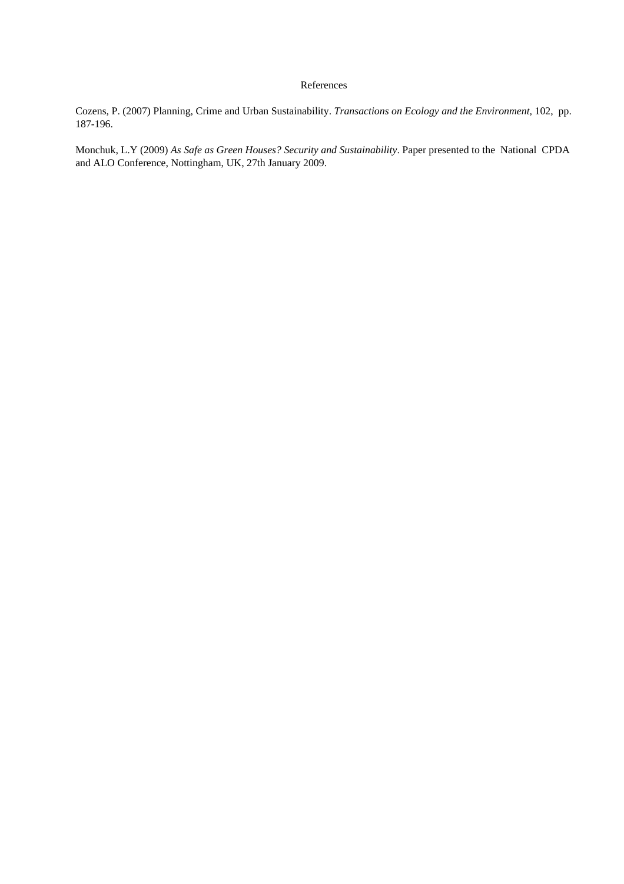# References

Cozens, P. (2007) Planning, Crime and Urban Sustainability. *Transactions on Ecology and the Environment,* 102, pp. 187-196.

Monchuk, L.Y (2009) *As Safe as Green Houses? Security and Sustainability*. Paper presented to the National CPDA and ALO Conference, Nottingham, UK, 27th January 2009.